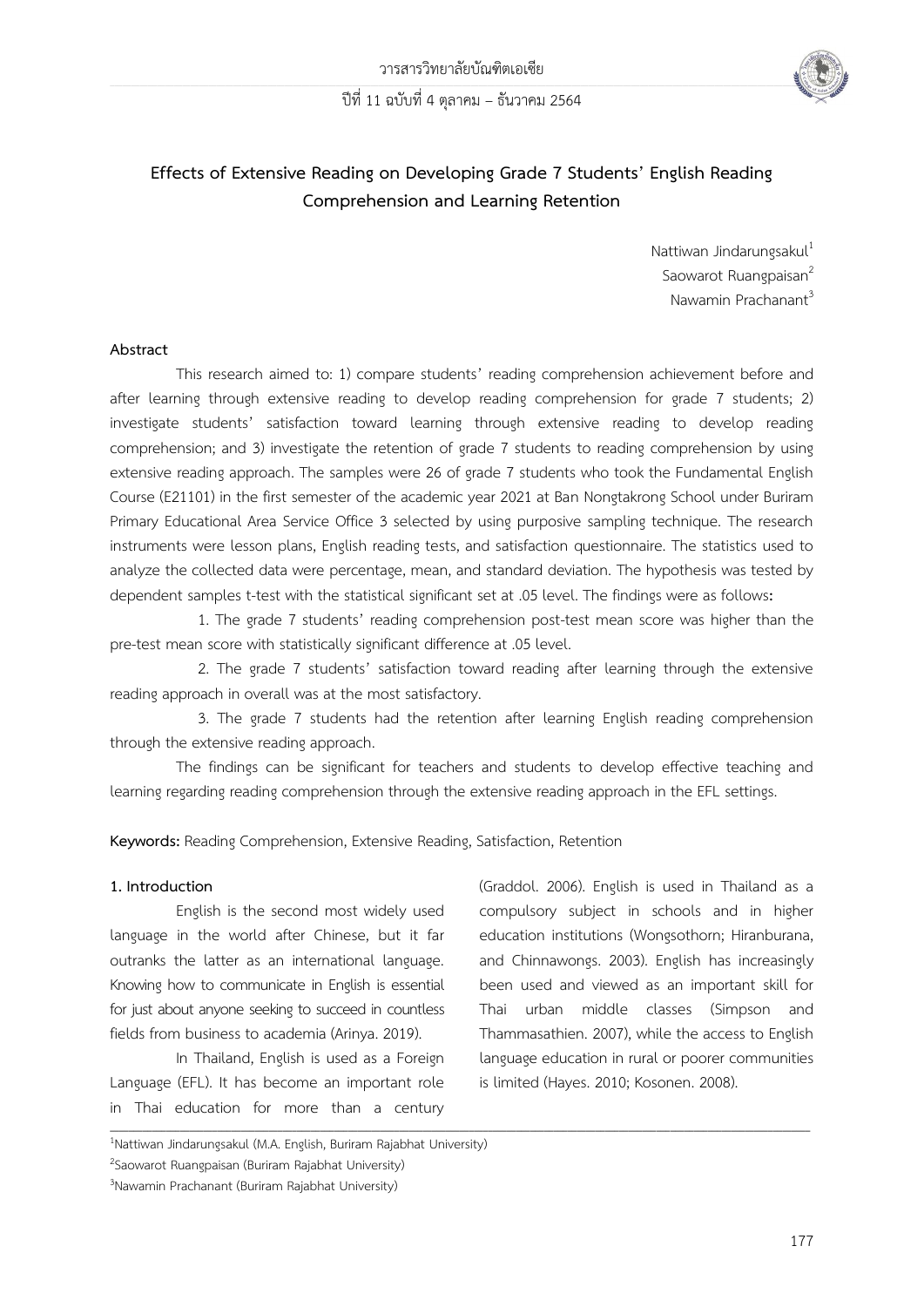# Effects of Extensive Reading on Developing Grade 7 Students' English Reading Comprehension and Learning Retention

Nattiwan Jindarungsakul[1]
Saowarot Ruangpaisan[2]
Nawamin Prachanant[3]

## Abstract

This research aimed to: 1) compare students' reading comprehension achievement before and after learning through extensive reading to develop reading comprehension for grade 7 students; 2) investigate students' satisfaction toward learning through extensive reading to develop reading comprehension; and 3) investigate the retention of grade 7 students to reading comprehension by using extensive reading approach. The samples were 26 of grade 7 students who took the Fundamental English Course (E21101) in the first semester of the academic year 2021 at Ban Nongtakrong School under Buriram Primary Educational Area Service Office 3 selected by using purposive sampling technique. The research instruments were lesson plans, English reading tests, and satisfaction questionnaire. The statistics used to analyze the collected data were percentage, mean, and standard deviation. The hypothesis was tested by dependent samples t-test with the statistical significant set at .05 level. The findings were as follows**:**

1. The grade 7 students' reading comprehension post-test mean score was higher than the pre-test mean score with statistically significant difference at .05 level.

2. The grade 7 students' satisfaction toward reading after learning through the extensive reading approach in overall was at the most satisfactory.

3. The grade 7 students had the retention after learning English reading comprehension through the extensive reading approach.

The findings can be significant for teachers and students to develop effective teaching and learning regarding reading comprehension through the extensive reading approach in the EFL settings.

**Keywords:** Reading Comprehension, Extensive Reading, Satisfaction, Retention

## 1. Introduction

English is the second most widely used language in the world after Chinese, but it far outranks the latter as an international language. Knowing how to communicate in English is essential for just about anyone seeking to succeed in countless fields from business to academia (Arinya. 2019).

In Thailand, English is used as a Foreign Language (EFL). It has become an important role in Thai education for more than a century (Graddol. 2006). English is used in Thailand as a compulsory subject in schools and in higher education institutions (Wongsothorn; Hiranburana, and Chinnawongs. 2003). English has increasingly been used and viewed as an important skill for Thai urban middle classes (Simpson and Thammasathien. 2007), while the access to English language education in rural or poorer communities is limited (Hayes. 2010; Kosonen. 2008).

---

[1]Nattiwan Jindarungsakul (M.A. English, Buriram Rajabhat University)

[2]Saowarot Ruangpaisan (Buriram Rajabhat University)

[3]Nawamin Prachanant (Buriram Rajabhat University)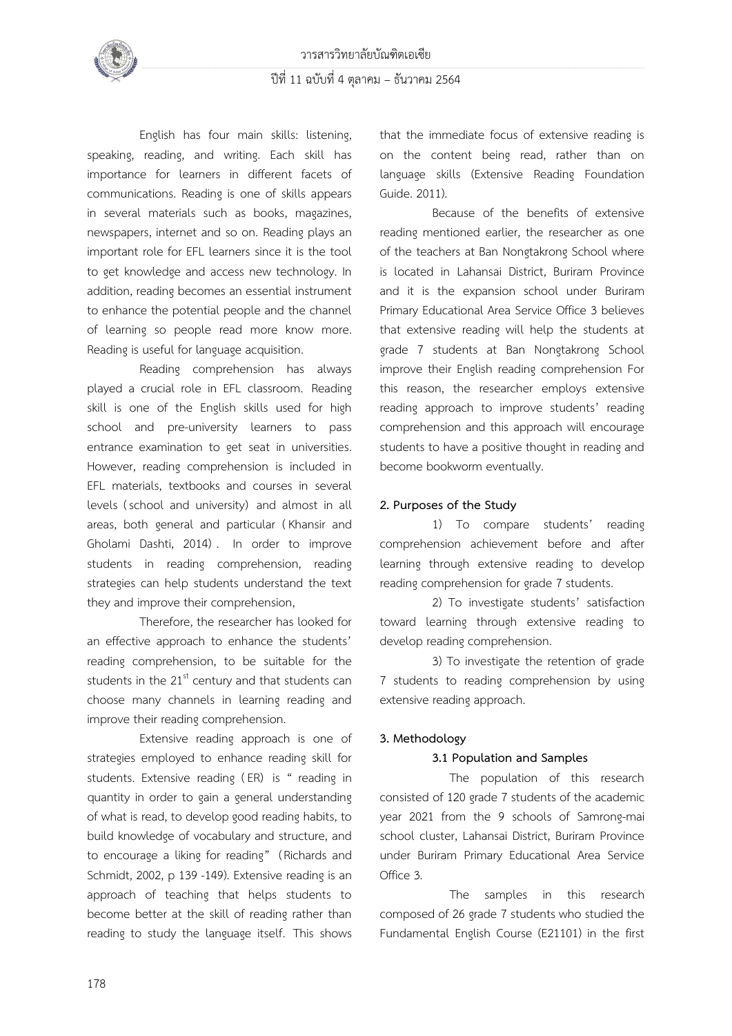English has four main skills: listening, speaking, reading, and writing. Each skill has importance for learners in different facets of communications. Reading is one of skills appears in several materials such as books, magazines, newspapers, internet and so on. Reading plays an important role for EFL learners since it is the tool to get knowledge and access new technology. In addition, reading becomes an essential instrument to enhance the potential people and the channel of learning so people read more know more. Reading is useful for language acquisition.

Reading comprehension has always played a crucial role in EFL classroom. Reading skill is one of the English skills used for high school and pre-university learners to pass entrance examination to get seat in universities. However, reading comprehension is included in EFL materials, textbooks and courses in several levels (school and university) and almost in all areas, both general and particular (Khansir and Gholami Dashti, 2014). In order to improve students in reading comprehension, reading strategies can help students understand the text they and improve their comprehension,

Therefore, the researcher has looked for an effective approach to enhance the students' reading comprehension, to be suitable for the students in the 21st century and that students can choose many channels in learning reading and improve their reading comprehension.

Extensive reading approach is one of strategies employed to enhance reading skill for students. Extensive reading (ER) is " reading in quantity in order to gain a general understanding of what is read, to develop good reading habits, to build knowledge of vocabulary and structure, and to encourage a liking for reading" (Richards and Schmidt, 2002, p 139 -149). Extensive reading is an approach of teaching that helps students to become better at the skill of reading rather than reading to study the language itself. This shows that the immediate focus of extensive reading is on the content being read, rather than on language skills (Extensive Reading Foundation Guide. 2011).

Because of the benefits of extensive reading mentioned earlier, the researcher as one of the teachers at Ban Nongtakrong School where is located in Lahansai District, Buriram Province and it is the expansion school under Buriram Primary Educational Area Service Office 3 believes that extensive reading will help the students at grade 7 students at Ban Nongtakrong School improve their English reading comprehension For this reason, the researcher employs extensive reading approach to improve students' reading comprehension and this approach will encourage students to have a positive thought in reading and become bookworm eventually.

## 2. Purposes of the Study

1) To compare students' reading comprehension achievement before and after learning through extensive reading to develop reading comprehension for grade 7 students.

2) To investigate students' satisfaction toward learning through extensive reading to develop reading comprehension.

3) To investigate the retention of grade 7 students to reading comprehension by using extensive reading approach.

## 3. Methodology

### 3.1 Population and Samples

The population of this research consisted of 120 grade 7 students of the academic year 2021 from the 9 schools of Samrong-mai school cluster, Lahansai District, Buriram Province under Buriram Primary Educational Area Service Office 3.

The samples in this research composed of 26 grade 7 students who studied the Fundamental English Course (E21101) in the first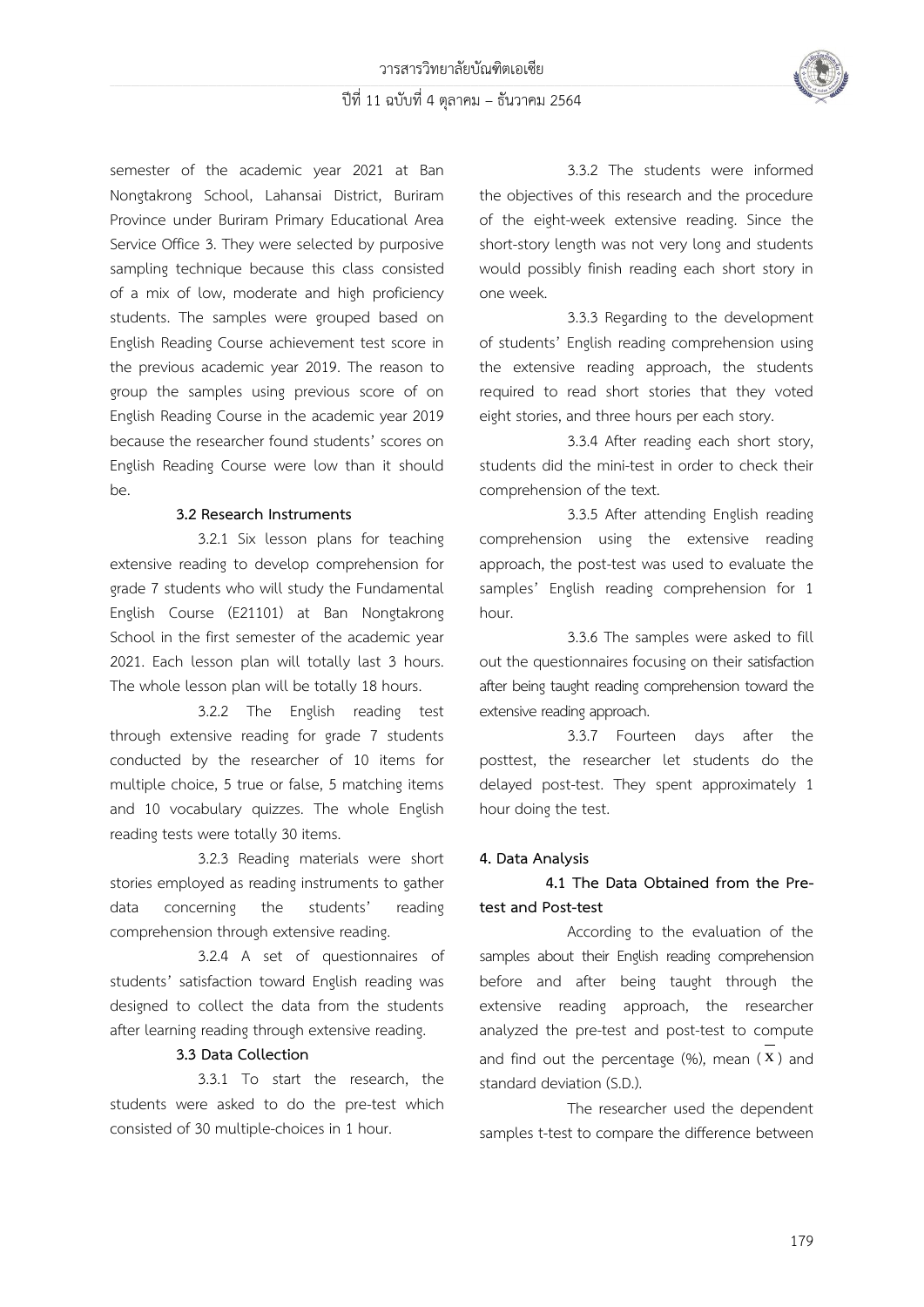semester of the academic year 2021 at Ban Nongtakrong School, Lahansai District, Buriram Province under Buriram Primary Educational Area Service Office 3. They were selected by purposive sampling technique because this class consisted of a mix of low, moderate and high proficiency students. The samples were grouped based on English Reading Course achievement test score in the previous academic year 2019. The reason to group the samples using previous score of on English Reading Course in the academic year 2019 because the researcher found students' scores on English Reading Course were low than it should be.

### 3.2 Research Instruments

3.2.1 Six lesson plans for teaching extensive reading to develop comprehension for grade 7 students who will study the Fundamental English Course (E21101) at Ban Nongtakrong School in the first semester of the academic year 2021. Each lesson plan will totally last 3 hours. The whole lesson plan will be totally 18 hours.

3.2.2 The English reading test through extensive reading for grade 7 students conducted by the researcher of 10 items for multiple choice, 5 true or false, 5 matching items and 10 vocabulary quizzes. The whole English reading tests were totally 30 items.

3.2.3 Reading materials were short stories employed as reading instruments to gather data concerning the students' reading comprehension through extensive reading.

3.2.4 A set of questionnaires of students' satisfaction toward English reading was designed to collect the data from the students after learning reading through extensive reading.

### 3.3 Data Collection

3.3.1 To start the research, the students were asked to do the pre-test which consisted of 30 multiple-choices in 1 hour.

3.3.2 The students were informed the objectives of this research and the procedure of the eight-week extensive reading. Since the short-story length was not very long and students would possibly finish reading each short story in one week.

3.3.3 Regarding to the development of students' English reading comprehension using the extensive reading approach, the students required to read short stories that they voted eight stories, and three hours per each story.

3.3.4 After reading each short story, students did the mini-test in order to check their comprehension of the text.

3.3.5 After attending English reading comprehension using the extensive reading approach, the post-test was used to evaluate the samples' English reading comprehension for 1 hour.

3.3.6 The samples were asked to fill out the questionnaires focusing on their satisfaction after being taught reading comprehension toward the extensive reading approach.

3.3.7 Fourteen days after the posttest, the researcher let students do the delayed post-test. They spent approximately 1 hour doing the test.

## 4. Data Analysis

### 4.1 The Data Obtained from the Pre-test and Post-test

According to the evaluation of the samples about their English reading comprehension before and after being taught through the extensive reading approach, the researcher analyzed the pre-test and post-test to compute and find out the percentage (%), mean ($\overline{X}$) and standard deviation (S.D.).

The researcher used the dependent samples t-test to compare the difference between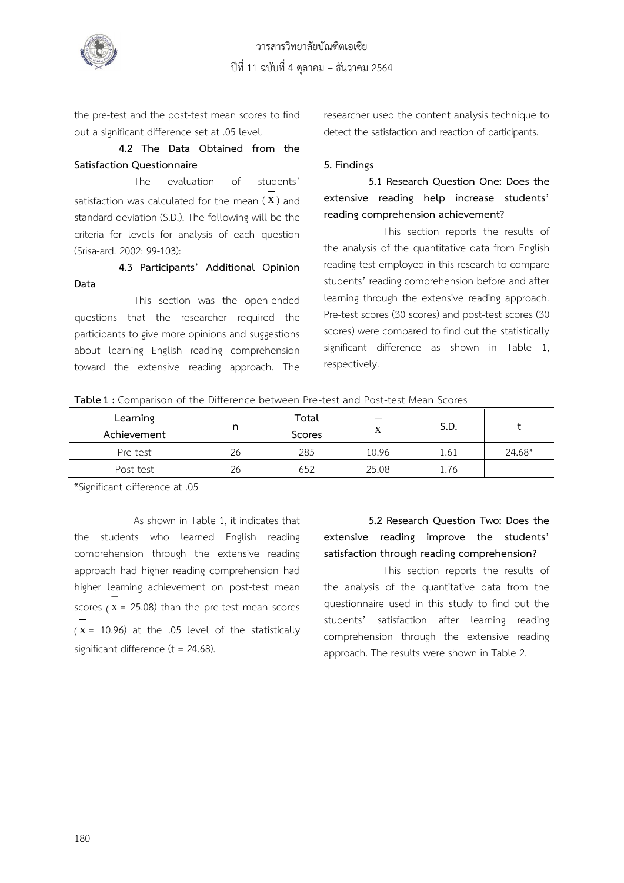the pre-test and the post-test mean scores to find out a significant difference set at .05 level.

**4.2 The Data Obtained from the Satisfaction Questionnaire**

The evaluation of students' satisfaction was calculated for the mean ($\bar{X}$) and standard deviation (S.D.). The following will be the criteria for levels for analysis of each question (Srisa-ard. 2002: 99-103):

**4.3 Participants' Additional Opinion Data**

This section was the open-ended questions that the researcher required the participants to give more opinions and suggestions about learning English reading comprehension toward the extensive reading approach. The researcher used the content analysis technique to detect the satisfaction and reaction of participants.

**5. Findings**

**5.1 Research Question One: Does the extensive reading help increase students' reading comprehension achievement?**

This section reports the results of the analysis of the quantitative data from English reading test employed in this research to compare students' reading comprehension before and after learning through the extensive reading approach. Pre-test scores (30 scores) and post-test scores (30 scores) were compared to find out the statistically significant difference as shown in Table 1, respectively.

**Table 1 :** Comparison of the Difference between Pre-test and Post-test Mean Scores

| Learning Achievement | n | Total Scores | $\bar{X}$ | S.D. | t |
|---|---|---|---|---|---|
| Pre-test | 26 | 285 | 10.96 | 1.61 | 24.68* |
| Post-test | 26 | 652 | 25.08 | 1.76 | |

*Significant difference at .05

As shown in Table 1, it indicates that the students who learned English reading comprehension through the extensive reading approach had higher reading comprehension had higher learning achievement on post-test mean scores ($\bar{X}$ = 25.08) than the pre-test mean scores ($\bar{X}$ = 10.96) at the .05 level of the statistically significant difference (t = 24.68).

**5.2 Research Question Two: Does the extensive reading improve the students' satisfaction through reading comprehension?**

This section reports the results of the analysis of the quantitative data from the questionnaire used in this study to find out the students' satisfaction after learning reading comprehension through the extensive reading approach. The results were shown in Table 2.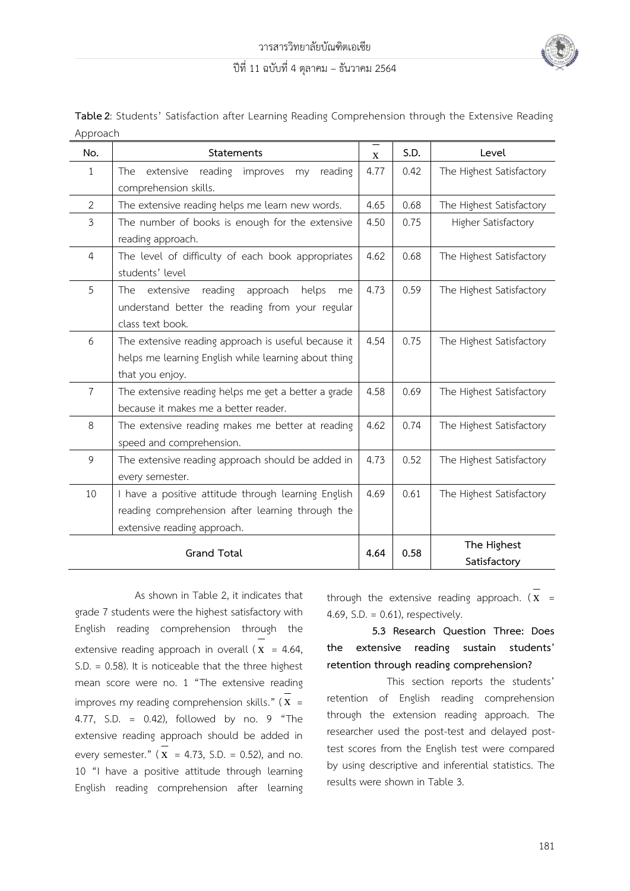**Table 2**: Students' Satisfaction after Learning Reading Comprehension through the Extensive Reading Approach

| No. | Statements | $\bar{x}$ | S.D. | Level |
|---|---|---|---|---|
| 1 | The extensive reading improves my reading comprehension skills. | 4.77 | 0.42 | The Highest Satisfactory |
| 2 | The extensive reading helps me learn new words. | 4.65 | 0.68 | The Highest Satisfactory |
| 3 | The number of books is enough for the extensive reading approach. | 4.50 | 0.75 | Higher Satisfactory |
| 4 | The level of difficulty of each book appropriates students' level | 4.62 | 0.68 | The Highest Satisfactory |
| 5 | The extensive reading approach helps me understand better the reading from your regular class text book. | 4.73 | 0.59 | The Highest Satisfactory |
| 6 | The extensive reading approach is useful because it helps me learning English while learning about thing that you enjoy. | 4.54 | 0.75 | The Highest Satisfactory |
| 7 | The extensive reading helps me get a better a grade because it makes me a better reader. | 4.58 | 0.69 | The Highest Satisfactory |
| 8 | The extensive reading makes me better at reading speed and comprehension. | 4.62 | 0.74 | The Highest Satisfactory |
| 9 | The extensive reading approach should be added in every semester. | 4.73 | 0.52 | The Highest Satisfactory |
| 10 | I have a positive attitude through learning English reading comprehension after learning through the extensive reading approach. | 4.69 | 0.61 | The Highest Satisfactory |
| | **Grand Total** | **4.64** | **0.58** | **The Highest Satisfactory** |

As shown in Table 2, it indicates that grade 7 students were the highest satisfactory with English reading comprehension through the extensive reading approach in overall ($\bar{x}$ = 4.64, S.D. = 0.58). It is noticeable that the three highest mean score were no. 1 "The extensive reading improves my reading comprehension skills." ($\bar{x}$ = 4.77, S.D. = 0.42), followed by no. 9 "The extensive reading approach should be added in every semester." ($\bar{x}$ = 4.73, S.D. = 0.52), and no. 10 "I have a positive attitude through learning English reading comprehension after learning through the extensive reading approach. ($\bar{x}$ = 4.69, S.D. = 0.61), respectively.

**5.3 Research Question Three: Does the extensive reading sustain students' retention through reading comprehension?**

This section reports the students' retention of English reading comprehension through the extension reading approach. The researcher used the post-test and delayed post-test scores from the English test were compared by using descriptive and inferential statistics. The results were shown in Table 3.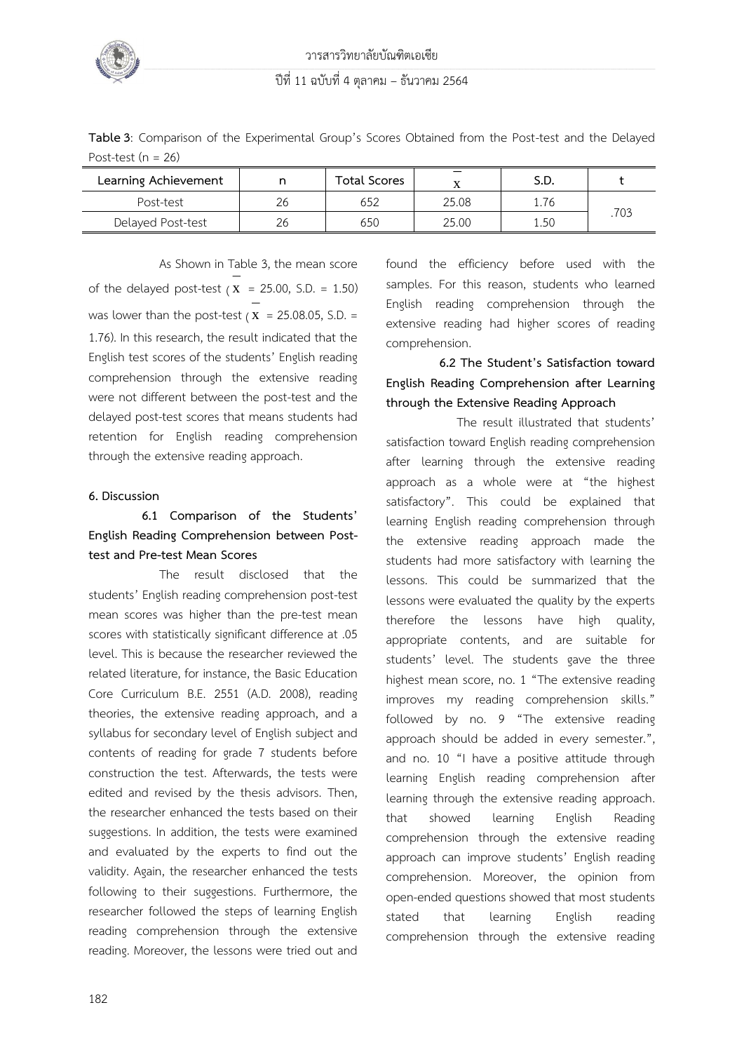**Table 3**: Comparison of the Experimental Group's Scores Obtained from the Post-test and the Delayed Post-test (n = 26)

| Learning Achievement | n | Total Scores | $\bar{x}$ | S.D. | t |
|---|---|---|---|---|---|
| Post-test | 26 | 652 | 25.08 | 1.76 | .703 |
| Delayed Post-test | 26 | 650 | 25.00 | 1.50 | |

As Shown in Table 3, the mean score of the delayed post-test ($\bar{x}$ = 25.00, S.D. = 1.50) was lower than the post-test ($\bar{x}$ = 25.08.05, S.D. = 1.76). In this research, the result indicated that the English test scores of the students' English reading comprehension through the extensive reading were not different between the post-test and the delayed post-test scores that means students had retention for English reading comprehension through the extensive reading approach.

## 6. Discussion

### 6.1 Comparison of the Students' English Reading Comprehension between Post-test and Pre-test Mean Scores

The result disclosed that the students' English reading comprehension post-test mean scores was higher than the pre-test mean scores with statistically significant difference at .05 level. This is because the researcher reviewed the related literature, for instance, the Basic Education Core Curriculum B.E. 2551 (A.D. 2008), reading theories, the extensive reading approach, and a syllabus for secondary level of English subject and contents of reading for grade 7 students before construction the test. Afterwards, the tests were edited and revised by the thesis advisors. Then, the researcher enhanced the tests based on their suggestions. In addition, the tests were examined and evaluated by the experts to find out the validity. Again, the researcher enhanced the tests following to their suggestions. Furthermore, the researcher followed the steps of learning English reading comprehension through the extensive reading. Moreover, the lessons were tried out and found the efficiency before used with the samples. For this reason, students who learned English reading comprehension through the extensive reading had higher scores of reading comprehension.

### 6.2 The Student's Satisfaction toward English Reading Comprehension after Learning through the Extensive Reading Approach

The result illustrated that students' satisfaction toward English reading comprehension after learning through the extensive reading approach as a whole were at "the highest satisfactory". This could be explained that learning English reading comprehension through the extensive reading approach made the students had more satisfactory with learning the lessons. This could be summarized that the lessons were evaluated the quality by the experts therefore the lessons have high quality, appropriate contents, and are suitable for students' level. The students gave the three highest mean score, no. 1 "The extensive reading improves my reading comprehension skills." followed by no. 9 "The extensive reading approach should be added in every semester.", and no. 10 "I have a positive attitude through learning English reading comprehension after learning through the extensive reading approach. that showed learning English Reading comprehension through the extensive reading approach can improve students' English reading comprehension. Moreover, the opinion from open-ended questions showed that most students stated that learning English reading comprehension through the extensive reading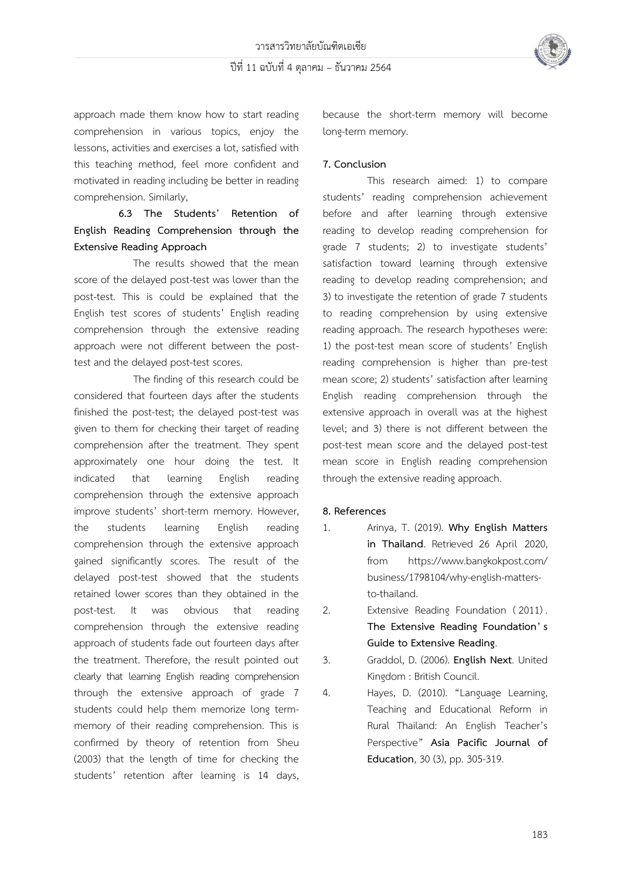approach made them know how to start reading comprehension in various topics, enjoy the lessons, activities and exercises a lot, satisfied with this teaching method, feel more confident and motivated in reading including be better in reading comprehension. Similarly,

**6.3 The Students' Retention of English Reading Comprehension through the Extensive Reading Approach**

The results showed that the mean score of the delayed post-test was lower than the post-test. This is could be explained that the English test scores of students' English reading comprehension through the extensive reading approach were not different between the post-test and the delayed post-test scores.

The finding of this research could be considered that fourteen days after the students finished the post-test; the delayed post-test was given to them for checking their target of reading comprehension after the treatment. They spent approximately one hour doing the test. It indicated that learning English reading comprehension through the extensive approach improve students' short-term memory. However, the students learning English reading comprehension through the extensive approach gained significantly scores. The result of the delayed post-test showed that the students retained lower scores than they obtained in the post-test. It was obvious that reading comprehension through the extensive reading approach of students fade out fourteen days after the treatment. Therefore, the result pointed out clearly that learning English reading comprehension through the extensive approach of grade 7 students could help them memorize long term-memory of their reading comprehension. This is confirmed by theory of retention from Sheu (2003) that the length of time for checking the students' retention after learning is 14 days, because the short-term memory will become long-term memory.

## 7. Conclusion

This research aimed: 1) to compare students' reading comprehension achievement before and after learning through extensive reading to develop reading comprehension for grade 7 students; 2) to investigate students' satisfaction toward learning through extensive reading to develop reading comprehension; and 3) to investigate the retention of grade 7 students to reading comprehension by using extensive reading approach. The research hypotheses were: 1) the post-test mean score of students' English reading comprehension is higher than pre-test mean score; 2) students' satisfaction after learning English reading comprehension through the extensive approach in overall was at the highest level; and 3) there is not different between the post-test mean score and the delayed post-test mean score in English reading comprehension through the extensive reading approach.

## 8. References

1. Arinya, T. (2019). **Why English Matters in Thailand**. Retrieved 26 April 2020, from https://www.bangkokpost.com/business/1798104/why-english-matters-to-thailand.
2. Extensive Reading Foundation (2011). **The Extensive Reading Foundation's Guide to Extensive Reading**.
3. Graddol, D. (2006). **English Next**. United Kingdom : British Council.
4. Hayes, D. (2010). "Language Learning, Teaching and Educational Reform in Rural Thailand: An English Teacher's Perspective" **Asia Pacific Journal of Education**, 30 (3), pp. 305-319.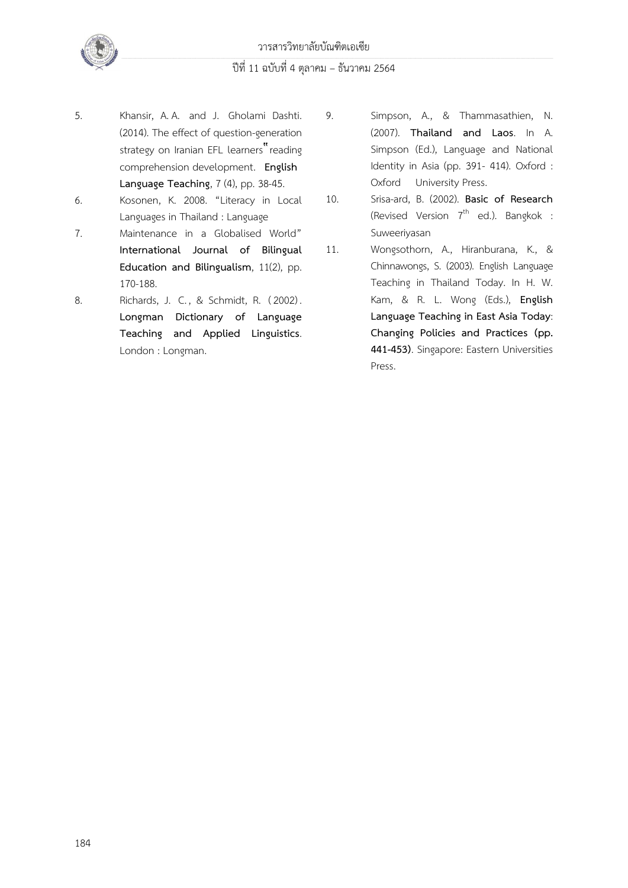5. Khansir, A. A. and J. Gholami Dashti. (2014). The effect of question-generation strategy on Iranian EFL learners" reading comprehension development. **English Language Teaching**, 7 (4), pp. 38-45.
6. Kosonen, K. 2008. "Literacy in Local Languages in Thailand : Language
7. Maintenance in a Globalised World" **International Journal of Bilingual Education and Bilingualism**, 11(2), pp. 170-188.
8. Richards, J. C., & Schmidt, R. (2002). **Longman Dictionary of Language Teaching and Applied Linguistics**. London : Longman.
9. Simpson, A., & Thammasathien, N. (2007). **Thailand and Laos**. In A. Simpson (Ed.), Language and National Identity in Asia (pp. 391- 414). Oxford : Oxford University Press.
10. Srisa-ard, B. (2002). **Basic of Research** (Revised Version 7th ed.). Bangkok : Suweeriyasan
11. Wongsothorn, A., Hiranburana, K., & Chinnawongs, S. (2003). English Language Teaching in Thailand Today. In H. W. Kam, & R. L. Wong (Eds.), **English Language Teaching in East Asia Today**: **Changing Policies and Practices (pp. 441-453)**. Singapore: Eastern Universities Press.